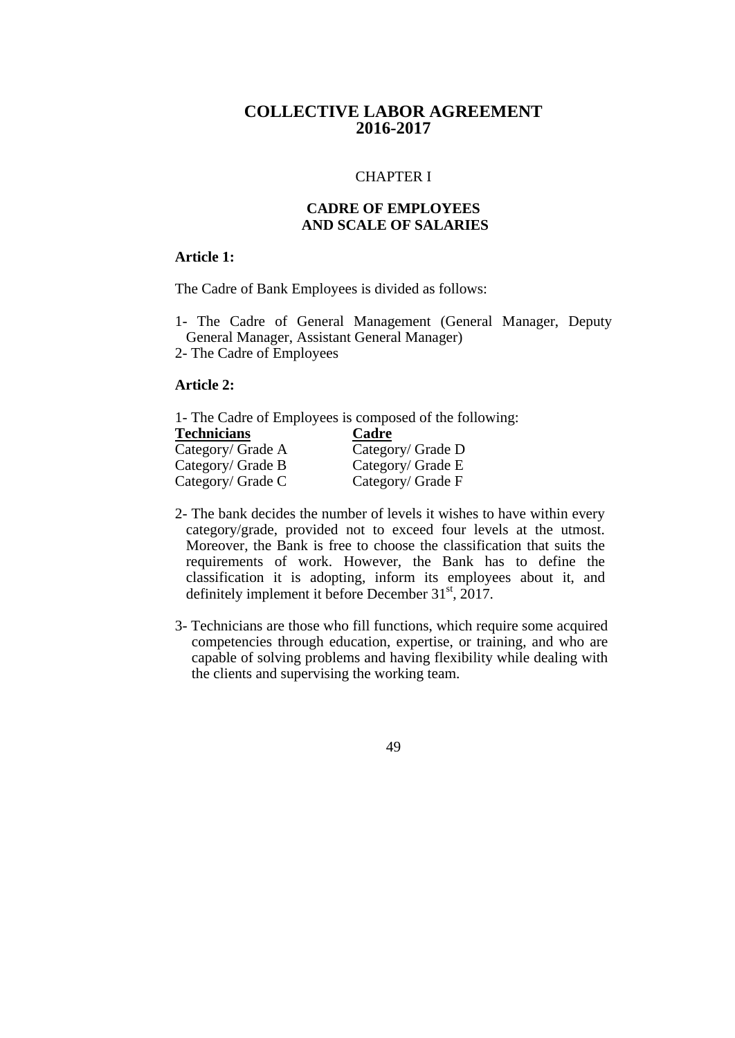# COLLECTIVE LABOR AGREEMENT
# 2016-2017

## CHAPTER I

## CADRE OF EMPLOYEES AND SCALE OF SALARIES

**Article 1:**

The Cadre of Bank Employees is divided as follows:

1- The Cadre of General Management (General Manager, Deputy General Manager, Assistant General Manager)
2- The Cadre of Employees

**Article 2:**

1- The Cadre of Employees is composed of the following:

| **Technicians** | **Cadre** |
|---|---|
| Category/ Grade A | Category/ Grade D |
| Category/ Grade B | Category/ Grade E |
| Category/ Grade C | Category/ Grade F |

2- The bank decides the number of levels it wishes to have within every category/grade, provided not to exceed four levels at the utmost. Moreover, the Bank is free to choose the classification that suits the requirements of work. However, the Bank has to define the classification it is adopting, inform its employees about it, and definitely implement it before December 31st, 2017.

3- Technicians are those who fill functions, which require some acquired competencies through education, expertise, or training, and who are capable of solving problems and having flexibility while dealing with the clients and supervising the working team.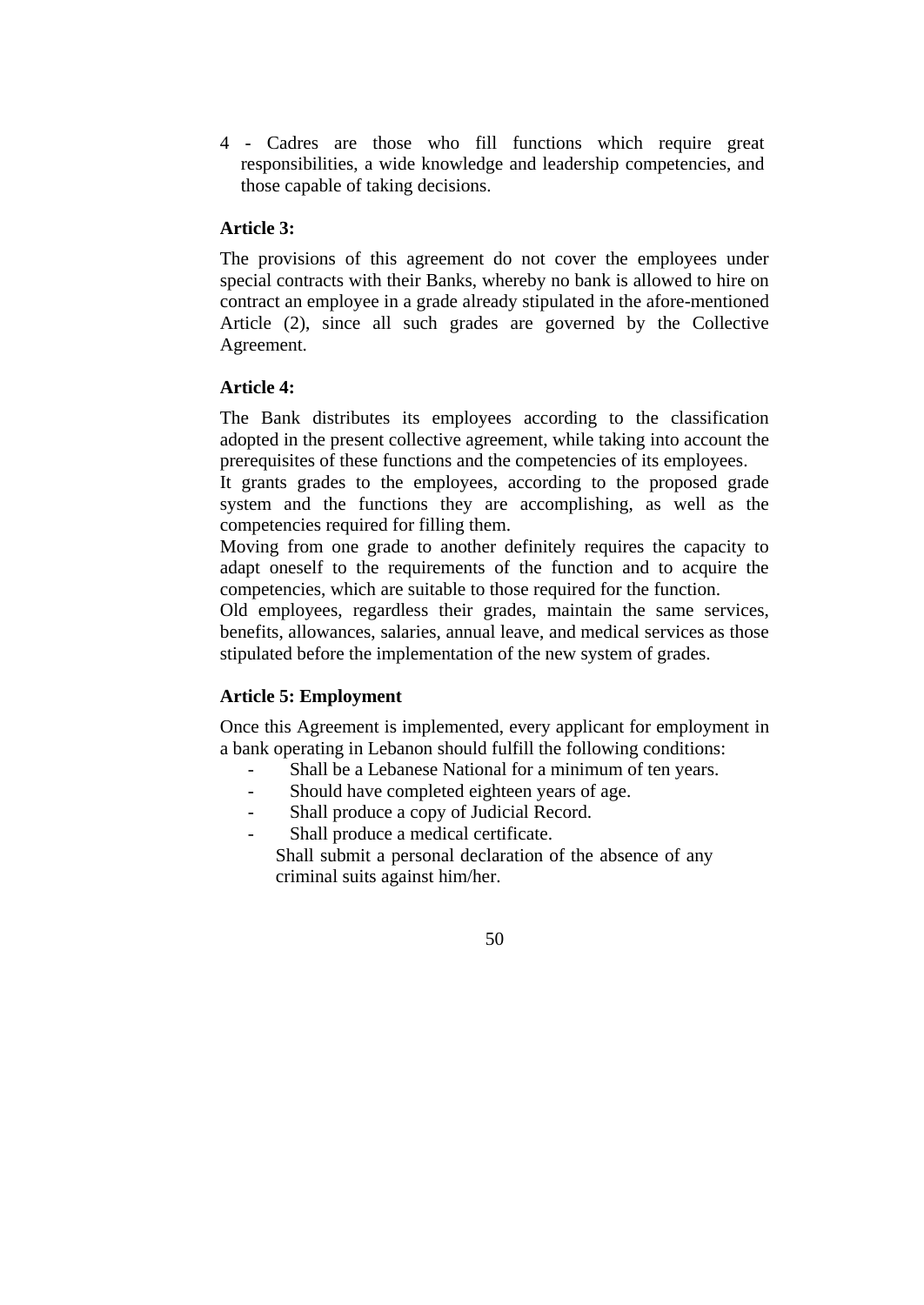4 - Cadres are those who fill functions which require great responsibilities, a wide knowledge and leadership competencies, and those capable of taking decisions.

**Article 3:**

The provisions of this agreement do not cover the employees under special contracts with their Banks, whereby no bank is allowed to hire on contract an employee in a grade already stipulated in the afore-mentioned Article (2), since all such grades are governed by the Collective Agreement.

**Article 4:**

The Bank distributes its employees according to the classification adopted in the present collective agreement, while taking into account the prerequisites of these functions and the competencies of its employees.
It grants grades to the employees, according to the proposed grade system and the functions they are accomplishing, as well as the competencies required for filling them.
Moving from one grade to another definitely requires the capacity to adapt oneself to the requirements of the function and to acquire the competencies, which are suitable to those required for the function.
Old employees, regardless their grades, maintain the same services, benefits, allowances, salaries, annual leave, and medical services as those stipulated before the implementation of the new system of grades.

**Article 5: Employment**

Once this Agreement is implemented, every applicant for employment in a bank operating in Lebanon should fulfill the following conditions:

- Shall be a Lebanese National for a minimum of ten years.
- Should have completed eighteen years of age.
- Shall produce a copy of Judicial Record.
- Shall produce a medical certificate.
  Shall submit a personal declaration of the absence of any criminal suits against him/her.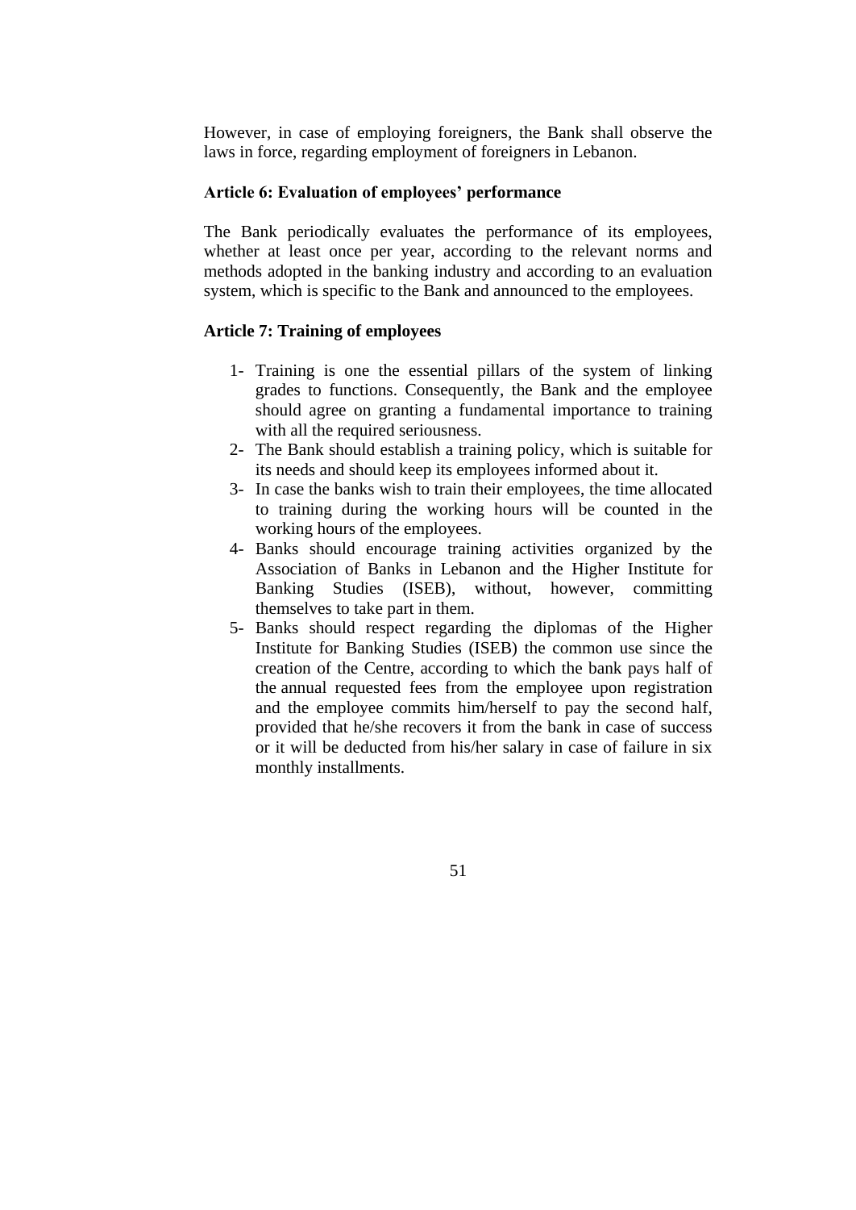However, in case of employing foreigners, the Bank shall observe the laws in force, regarding employment of foreigners in Lebanon.

**Article 6: Evaluation of employees' performance**

The Bank periodically evaluates the performance of its employees, whether at least once per year, according to the relevant norms and methods adopted in the banking industry and according to an evaluation system, which is specific to the Bank and announced to the employees.

**Article 7: Training of employees**

1- Training is one the essential pillars of the system of linking grades to functions. Consequently, the Bank and the employee should agree on granting a fundamental importance to training with all the required seriousness.
2- The Bank should establish a training policy, which is suitable for its needs and should keep its employees informed about it.
3- In case the banks wish to train their employees, the time allocated to training during the working hours will be counted in the working hours of the employees.
4- Banks should encourage training activities organized by the Association of Banks in Lebanon and the Higher Institute for Banking Studies (ISEB), without, however, committing themselves to take part in them.
5- Banks should respect regarding the diplomas of the Higher Institute for Banking Studies (ISEB) the common use since the creation of the Centre, according to which the bank pays half of the annual requested fees from the employee upon registration and the employee commits him/herself to pay the second half, provided that he/she recovers it from the bank in case of success or it will be deducted from his/her salary in case of failure in six monthly installments.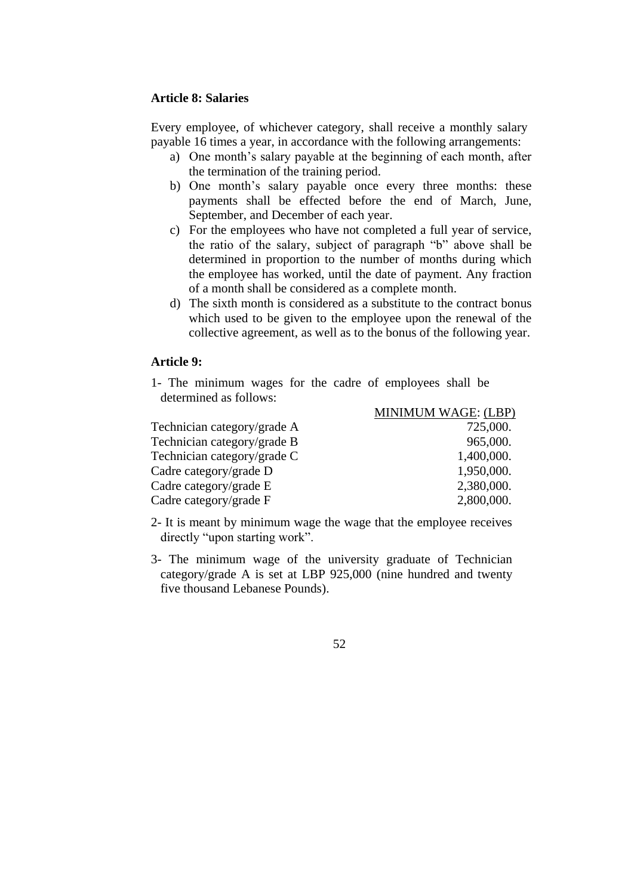### Article 8: Salaries

Every employee, of whichever category, shall receive a monthly salary payable 16 times a year, in accordance with the following arrangements:

a) One month's salary payable at the beginning of each month, after the termination of the training period.

b) One month's salary payable once every three months: these payments shall be effected before the end of March, June, September, and December of each year.

c) For the employees who have not completed a full year of service, the ratio of the salary, subject of paragraph "b" above shall be determined in proportion to the number of months during which the employee has worked, until the date of payment. Any fraction of a month shall be considered as a complete month.

d) The sixth month is considered as a substitute to the contract bonus which used to be given to the employee upon the renewal of the collective agreement, as well as to the bonus of the following year.

### Article 9:

1- The minimum wages for the cadre of employees shall be determined as follows:

| | MINIMUM WAGE: (LBP) |
|---|---|
| Technician category/grade A | 725,000. |
| Technician category/grade B | 965,000. |
| Technician category/grade C | 1,400,000. |
| Cadre category/grade D | 1,950,000. |
| Cadre category/grade E | 2,380,000. |
| Cadre category/grade F | 2,800,000. |

2- It is meant by minimum wage the wage that the employee receives directly "upon starting work".

3- The minimum wage of the university graduate of Technician category/grade A is set at LBP 925,000 (nine hundred and twenty five thousand Lebanese Pounds).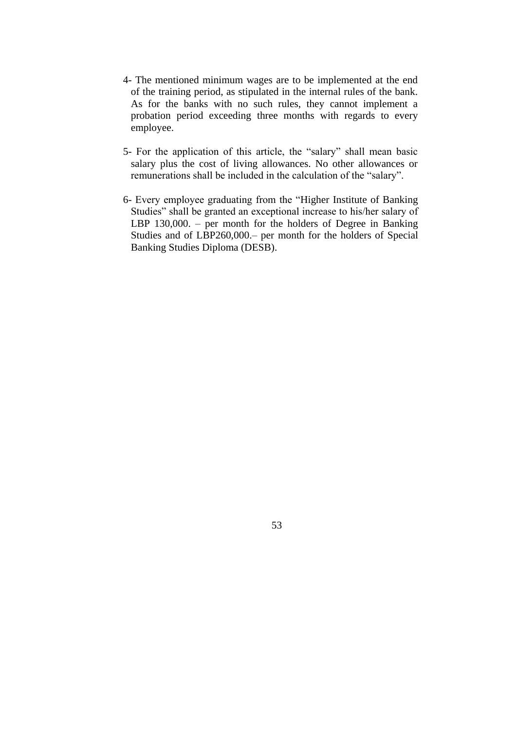4- The mentioned minimum wages are to be implemented at the end of the training period, as stipulated in the internal rules of the bank. As for the banks with no such rules, they cannot implement a probation period exceeding three months with regards to every employee.

5- For the application of this article, the "salary" shall mean basic salary plus the cost of living allowances. No other allowances or remunerations shall be included in the calculation of the "salary".

6- Every employee graduating from the "Higher Institute of Banking Studies" shall be granted an exceptional increase to his/her salary of LBP 130,000. – per month for the holders of Degree in Banking Studies and of LBP260,000.– per month for the holders of Special Banking Studies Diploma (DESB).